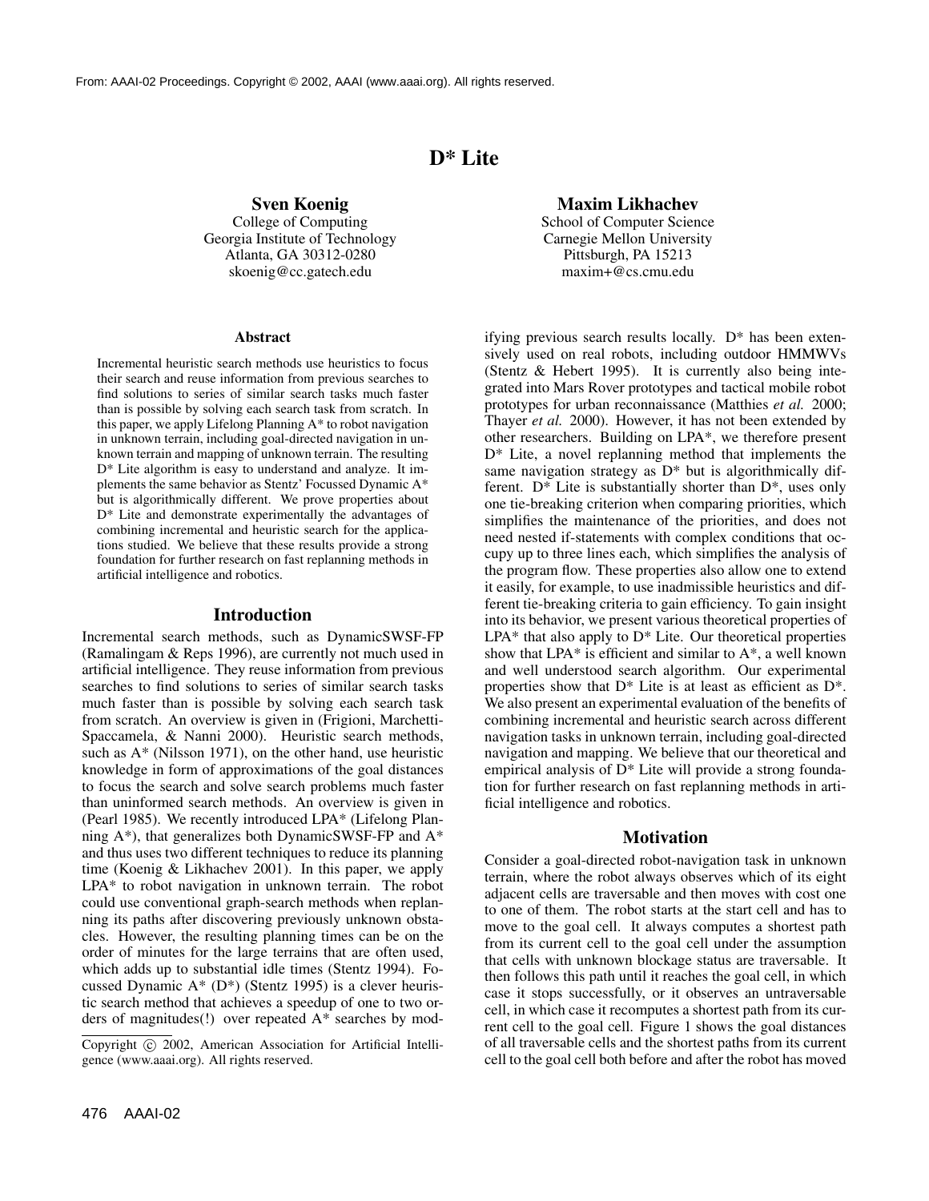# D* Lite

**Sven Koenig**
College of Computing
Georgia Institute of Technology
Atlanta, GA 30312-0280
skoenig@cc.gatech.edu

**Maxim Likhachev**
School of Computer Science
Carnegie Mellon University
Pittsburgh, PA 15213
maxim+@cs.cmu.edu

## Abstract

Incremental heuristic search methods use heuristics to focus their search and reuse information from previous searches to find solutions to series of similar search tasks much faster than is possible by solving each search task from scratch. In this paper, we apply Lifelong Planning A* to robot navigation in unknown terrain, including goal-directed navigation in unknown terrain and mapping of unknown terrain. The resulting D* Lite algorithm is easy to understand and analyze. It implements the same behavior as Stentz' Focussed Dynamic A* but is algorithmically different. We prove properties about D* Lite and demonstrate experimentally the advantages of combining incremental and heuristic search for the applications studied. We believe that these results provide a strong foundation for further research on fast replanning methods in artificial intelligence and robotics.

## Introduction

Incremental search methods, such as DynamicSWSF-FP (Ramalingam & Reps 1996), are currently not much used in artificial intelligence. They reuse information from previous searches to find solutions to series of similar search tasks much faster than is possible by solving each search task from scratch. An overview is given in (Frigioni, Marchetti-Spaccamela, & Nanni 2000). Heuristic search methods, such as A* (Nilsson 1971), on the other hand, use heuristic knowledge in form of approximations of the goal distances to focus the search and solve search problems much faster than uninformed search methods. An overview is given in (Pearl 1985). We recently introduced LPA* (Lifelong Planning A*), that generalizes both DynamicSWSF-FP and A* and thus uses two different techniques to reduce its planning time (Koenig & Likhachev 2001). In this paper, we apply LPA* to robot navigation in unknown terrain. The robot could use conventional graph-search methods when replanning its paths after discovering previously unknown obstacles. However, the resulting planning times can be on the order of minutes for the large terrains that are often used, which adds up to substantial idle times (Stentz 1994). Focussed Dynamic A* (D*) (Stentz 1995) is a clever heuristic search method that achieves a speedup of one to two orders of magnitudes(!) over repeated A* searches by modifying previous search results locally. D* has been extensively used on real robots, including outdoor HMMWVs (Stentz & Hebert 1995). It is currently also being integrated into Mars Rover prototypes and tactical mobile robot prototypes for urban reconnaissance (Matthies *et al.* 2000; Thayer *et al.* 2000). However, it has not been extended by other researchers. Building on LPA*, we therefore present D* Lite, a novel replanning method that implements the same navigation strategy as D* but is algorithmically different. D* Lite is substantially shorter than D*, uses only one tie-breaking criterion when comparing priorities, which simplifies the maintenance of the priorities, and does not need nested if-statements with complex conditions that occupy up to three lines each, which simplifies the analysis of the program flow. These properties also allow one to extend it easily, for example, to use inadmissible heuristics and different tie-breaking criteria to gain efficiency. To gain insight into its behavior, we present various theoretical properties of LPA* that also apply to D* Lite. Our theoretical properties show that LPA* is efficient and similar to A*, a well known and well understood search algorithm. Our experimental properties show that D* Lite is at least as efficient as D*. We also present an experimental evaluation of the benefits of combining incremental and heuristic search across different navigation tasks in unknown terrain, including goal-directed navigation and mapping. We believe that our theoretical and empirical analysis of D* Lite will provide a strong foundation for further research on fast replanning methods in artificial intelligence and robotics.

## Motivation

Consider a goal-directed robot-navigation task in unknown terrain, where the robot always observes which of its eight adjacent cells are traversable and then moves with cost one to one of them. The robot starts at the start cell and has to move to the goal cell. It always computes a shortest path from its current cell to the goal cell under the assumption that cells with unknown blockage status are traversable. It then follows this path until it reaches the goal cell, in which case it stops successfully, or it observes an untraversable cell, in which case it recomputes a shortest path from its current cell to the goal cell. Figure 1 shows the goal distances of all traversable cells and the shortest paths from its current cell to the goal cell both before and after the robot has moved

Copyright © 2002, American Association for Artificial Intelligence (www.aaai.org). All rights reserved.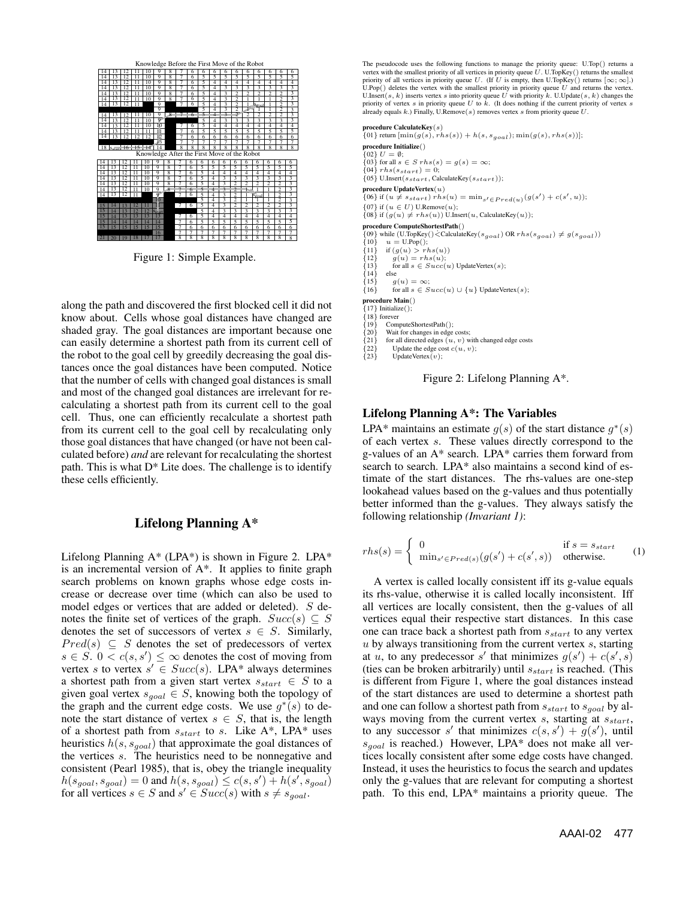Figure 1: Simple Example.

along the path and discovered the first blocked cell it did not know about. Cells whose goal distances have changed are shaded gray. The goal distances are important because one can easily determine a shortest path from its current cell of the robot to the goal cell by greedily decreasing the goal distances once the goal distances have been computed. Notice that the number of cells with changed goal distances is small and most of the changed goal distances are irrelevant for recalculating a shortest path from its current cell to the goal cell. Thus, one can efficiently recalculate a shortest path from its current cell to the goal cell by recalculating only those goal distances that have changed (or have not been calculated before) *and* are relevant for recalculating the shortest path. This is what D* Lite does. The challenge is to identify these cells efficiently.

## Lifelong Planning A*

Lifelong Planning A* (LPA*) is shown in Figure 2. LPA* is an incremental version of A*. It applies to finite graph search problems on known graphs whose edge costs increase or decrease over time (which can also be used to model edges or vertices that are added or deleted). $S$ denotes the finite set of vertices of the graph. $Succ(s) \subseteq S$ denotes the set of successors of vertex $s \in S$. Similarly, $Pred(s) \subseteq S$ denotes the set of predecessors of vertex $s \in S$. $0 < c(s, s') \leq \infty$ denotes the cost of moving from vertex $s$ to vertex $s' \in Succ(s)$. LPA* always determines a shortest path from a given start vertex $s_{start} \in S$ to a given goal vertex $s_{goal} \in S$, knowing both the topology of the graph and the current edge costs. We use $g^*(s)$ to denote the start distance of vertex $s \in S$, that is, the length of a shortest path from $s_{start}$ to $s$. Like A*, LPA* uses heuristics $h(s, s_{goal})$ that approximate the goal distances of the vertices $s$. The heuristics need to be nonnegative and consistent (Pearl 1985), that is, obey the triangle inequality $h(s_{goal}, s_{goal}) = 0$ and $h(s, s_{goal}) \leq c(s, s') + h(s', s_{goal})$ for all vertices $s \in S$ and $s' \in Succ(s)$ with $s \neq s_{goal}$.

The pseudocode uses the following functions to manage the priority queue: U.Top() returns a vertex with the smallest priority of all vertices in priority queue $U$. U.TopKey() returns the smallest priority of all vertices in priority queue $U$. (If $U$ is empty, then U.TopKey() returns $[\infty; \infty]$.) U.Pop() deletes the vertex with the smallest priority in priority queue $U$ and returns the vertex. U.Insert($s$, $k$) inserts vertex $s$ into priority queue $U$ with priority $k$. U.Update($s$, $k$) changes the priority of vertex $s$ in priority queue $U$ to $k$. (It does nothing if the current priority of vertex $s$ already equals $k$.) Finally, U.Remove($s$) removes vertex $s$ from priority queue $U$.

```
procedure CalculateKey(s)
{01} return [min(g(s), rhs(s)) + h(s, s_goal); min(g(s), rhs(s))];
procedure Initialize()
{02} U = ∅;
{03} for all s ∈ S rhs(s) = g(s) = ∞;
{04} rhs(s_start) = 0;
{05} U.Insert(s_start, CalculateKey(s_start));
procedure UpdateVertex(u)
{06} if (u ≠ s_start) rhs(u) = min_{s'∈Pred(u)}(g(s') + c(s', u));
{07} if (u ∈ U) U.Remove(u);
{08} if (g(u) ≠ rhs(u)) U.Insert(u, CalculateKey(u));
procedure ComputeShortestPath()
{09} while (U.TopKey() <˙ CalculateKey(s_goal) OR rhs(s_goal) ≠ g(s_goal))
{10}   u = U.Pop();
{11}   if (g(u) > rhs(u))
{12}     g(u) = rhs(u);
{13}     for all s ∈ Succ(u) UpdateVertex(s);
{14}   else
{15}     g(u) = ∞;
{16}     for all s ∈ Succ(u) ∪ {u} UpdateVertex(s);
procedure Main()
{17} Initialize();
{18} forever
{19}   ComputeShortestPath();
{20}   Wait for changes in edge costs;
{21}   for all directed edges (u, v) with changed edge costs
{22}     Update the edge cost c(u, v);
{23}     UpdateVertex(v);
```

Figure 2: Lifelong Planning A*.

## Lifelong Planning A*: The Variables

LPA* maintains an estimate $g(s)$ of the start distance $g^*(s)$ of each vertex $s$. These values directly correspond to the g-values of an A* search. LPA* carries them forward from search to search. LPA* also maintains a second kind of estimate of the start distances. The rhs-values are one-step lookahead values based on the g-values and thus potentially better informed than the g-values. They always satisfy the following relationship *(Invariant 1)*:

$$rhs(s) = \begin{cases} 0 & \text{if } s = s_{start} \\ \min_{s' \in Pred(s)}(g(s') + c(s', s)) & \text{otherwise.} \end{cases} \quad (1)$$

A vertex is called locally consistent iff its g-value equals its rhs-value, otherwise it is called locally inconsistent. Iff all vertices are locally consistent, then the g-values of all vertices equal their respective start distances. In this case one can trace back a shortest path from $s_{start}$ to any vertex $u$ by always transitioning from the current vertex $s$, starting at $u$, to any predecessor $s'$ that minimizes $g(s') + c(s', s)$ (ties can be broken arbitrarily) until $s_{start}$ is reached. (This is different from Figure 1, where the goal distances instead of the start distances are used to determine a shortest path and one can follow a shortest path from $s_{start}$ to $s_{goal}$ by always moving from the current vertex $s$, starting at $s_{start}$, to any successor $s'$ that minimizes $c(s, s') + g(s')$, until $s_{goal}$ is reached.) However, LPA* does not make all vertices locally consistent after some edge costs have changed. Instead, it uses the heuristics to focus the search and updates only the g-values that are relevant for computing a shortest path. To this end, LPA* maintains a priority queue. The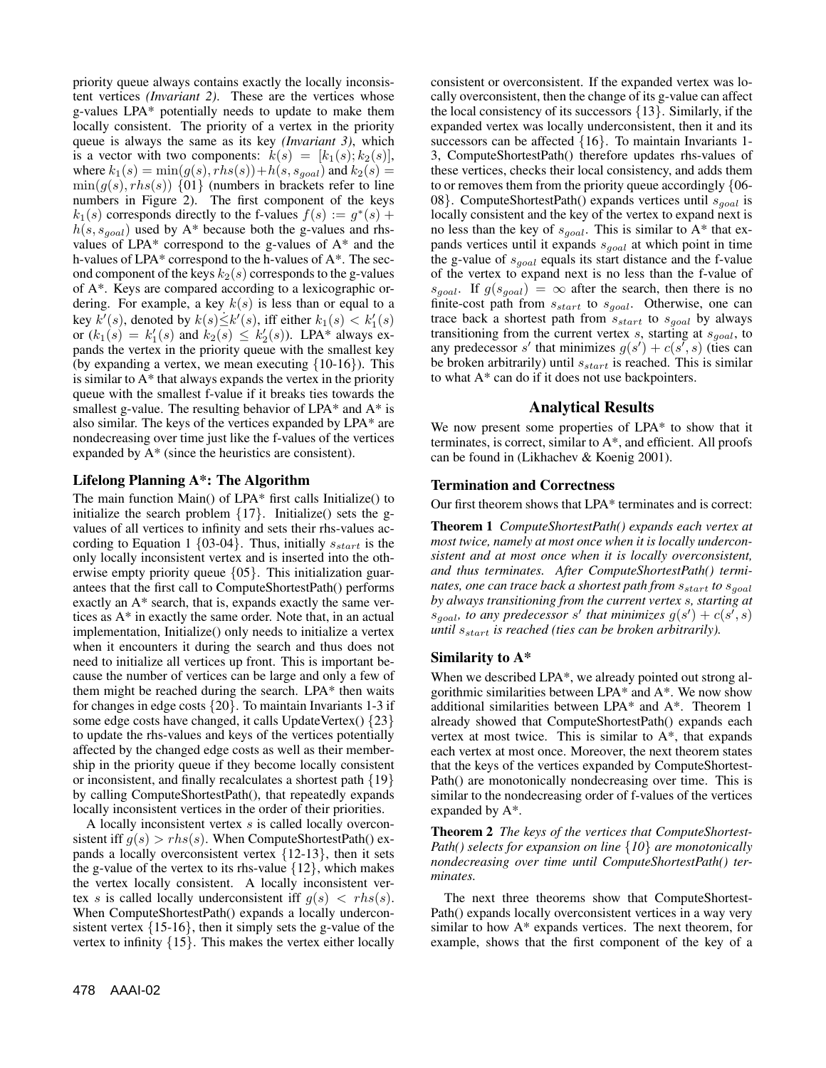priority queue always contains exactly the locally inconsistent vertices *(Invariant 2)*. These are the vertices whose g-values LPA* potentially needs to update to make them locally consistent. The priority of a vertex in the priority queue is always the same as its key *(Invariant 3)*, which is a vector with two components: $k(s) = [k_1(s); k_2(s)]$, where $k_1(s) = \min(g(s), rhs(s)) + h(s, s_{goal})$ and $k_2(s) = \min(g(s), rhs(s))$ {01} (numbers in brackets refer to line numbers in Figure 2). The first component of the keys $k_1(s)$ corresponds directly to the f-values $f(s) := g^*(s) + h(s, s_{goal})$ used by A* because both the g-values and rhs-values of LPA* correspond to the g-values of A* and the h-values of LPA* correspond to the h-values of A*. The second component of the keys $k_2(s)$ corresponds to the g-values of A*. Keys are compared according to a lexicographic ordering. For example, a key $k(s)$ is less than or equal to a key $k'(s)$, denoted by $k(s) \dot{\leq} k'(s)$, iff either $k_1(s) < k'_1(s)$ or ($k_1(s) = k'_1(s)$ and $k_2(s) \leq k'_2(s)$). LPA* always expands the vertex in the priority queue with the smallest key (by expanding a vertex, we mean executing {10-16}). This is similar to A* that always expands the vertex in the priority queue with the smallest f-value if it breaks ties towards the smallest g-value. The resulting behavior of LPA* and A* is also similar. The keys of the vertices expanded by LPA* are nondecreasing over time just like the f-values of the vertices expanded by A* (since the heuristics are consistent).

### Lifelong Planning A*: The Algorithm

The main function Main() of LPA* first calls Initialize() to initialize the search problem {17}. Initialize() sets the g-values of all vertices to infinity and sets their rhs-values according to Equation 1 {03-04}. Thus, initially $s_{start}$ is the only locally inconsistent vertex and is inserted into the otherwise empty priority queue {05}. This initialization guarantees that the first call to ComputeShortestPath() performs exactly an A* search, that is, expands exactly the same vertices as A* in exactly the same order. Note that, in an actual implementation, Initialize() only needs to initialize a vertex when it encounters it during the search and thus does not need to initialize all vertices up front. This is important because the number of vertices can be large and only a few of them might be reached during the search. LPA* then waits for changes in edge costs {20}. To maintain Invariants 1-3 if some edge costs have changed, it calls UpdateVertex() {23} to update the rhs-values and keys of the vertices potentially affected by the changed edge costs as well as their membership in the priority queue if they become locally consistent or inconsistent, and finally recalculates a shortest path {19} by calling ComputeShortestPath(), that repeatedly expands locally inconsistent vertices in the order of their priorities.

A locally inconsistent vertex $s$ is called locally overconsistent iff $g(s) > rhs(s)$. When ComputeShortestPath() expands a locally overconsistent vertex {12-13}, then it sets the g-value of the vertex to its rhs-value {12}, which makes the vertex locally consistent. A locally inconsistent vertex $s$ is called locally underconsistent iff $g(s) < rhs(s)$. When ComputeShortestPath() expands a locally underconsistent vertex {15-16}, then it simply sets the g-value of the vertex to infinity {15}. This makes the vertex either locally consistent or overconsistent. If the expanded vertex was locally overconsistent, then the change of its g-value can affect the local consistency of its successors {13}. Similarly, if the expanded vertex was locally underconsistent, then it and its successors can be affected {16}. To maintain Invariants 1-3, ComputeShortestPath() therefore updates rhs-values of these vertices, checks their local consistency, and adds them to or removes them from the priority queue accordingly {06-08}. ComputeShortestPath() expands vertices until $s_{goal}$ is locally consistent and the key of the vertex to expand next is no less than the key of $s_{goal}$. This is similar to A* that expands vertices until it expands $s_{goal}$ at which point in time the g-value of $s_{goal}$ equals its start distance and the f-value of the vertex to expand next is no less than the f-value of $s_{goal}$. If $g(s_{goal}) = \infty$ after the search, then there is no finite-cost path from $s_{start}$ to $s_{goal}$. Otherwise, one can trace back a shortest path from $s_{start}$ to $s_{goal}$ by always transitioning from the current vertex $s$, starting at $s_{goal}$, to any predecessor $s'$ that minimizes $g(s') + c(s', s)$ (ties can be broken arbitrarily) until $s_{start}$ is reached. This is similar to what A* can do if it does not use backpointers.

## Analytical Results

We now present some properties of LPA* to show that it terminates, is correct, similar to A*, and efficient. All proofs can be found in (Likhachev & Koenig 2001).

### Termination and Correctness

Our first theorem shows that LPA* terminates and is correct:

**Theorem 1** *ComputeShortestPath() expands each vertex at most twice, namely at most once when it is locally underconsistent and at most once when it is locally overconsistent, and thus terminates. After ComputeShortestPath() terminates, one can trace back a shortest path from $s_{start}$ to $s_{goal}$ by always transitioning from the current vertex s, starting at $s_{goal}$, to any predecessor $s'$ that minimizes $g(s') + c(s', s)$ until $s_{start}$ is reached (ties can be broken arbitrarily).*

### Similarity to A*

When we described LPA*, we already pointed out strong algorithmic similarities between LPA* and A*. We now show additional similarities between LPA* and A*. Theorem 1 already showed that ComputeShortestPath() expands each vertex at most twice. This is similar to A*, that expands each vertex at most once. Moreover, the next theorem states that the keys of the vertices expanded by ComputeShortestPath() are monotonically nondecreasing over time. This is similar to the nondecreasing order of f-values of the vertices expanded by A*.

**Theorem 2** *The keys of the vertices that ComputeShortestPath() selects for expansion on line {10} are monotonically nondecreasing over time until ComputeShortestPath() terminates.*

The next three theorems show that ComputeShortestPath() expands locally overconsistent vertices in a way very similar to how A* expands vertices. The next theorem, for example, shows that the first component of the key of a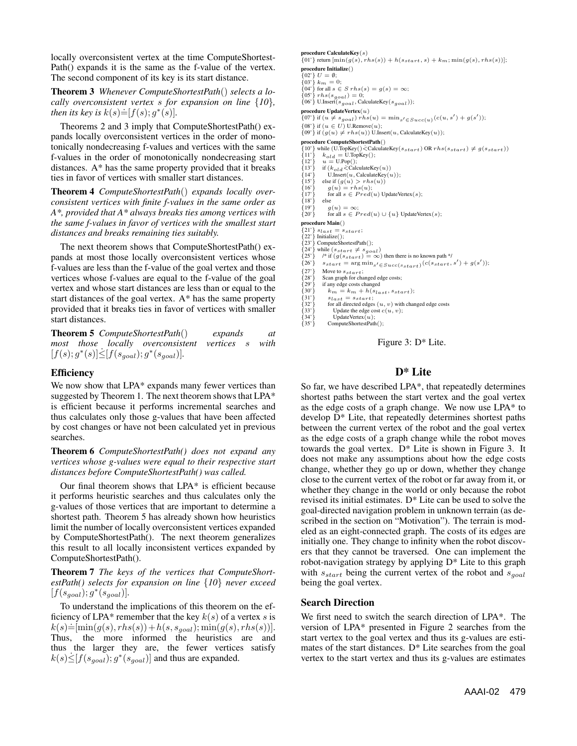locally overconsistent vertex at the time ComputeShortestPath() expands it is the same as the f-value of the vertex. The second component of its key is its start distance.

**Theorem 3** *Whenever ComputeShortestPath() selects a locally overconsistent vertex s for expansion on line {10}, then its key is* $k(s) \doteq [f(s); g^*(s)]$.

Theorems 2 and 3 imply that ComputeShortestPath() expands locally overconsistent vertices in the order of monotonically nondecreasing f-values and vertices with the same f-values in the order of monotonically nondecreasing start distances. A* has the same property provided that it breaks ties in favor of vertices with smaller start distances.

**Theorem 4** *ComputeShortestPath() expands locally overconsistent vertices with finite f-values in the same order as A*, provided that A* always breaks ties among vertices with the same f-values in favor of vertices with the smallest start distances and breaks remaining ties suitably.*

The next theorem shows that ComputeShortestPath() expands at most those locally overconsistent vertices whose f-values are less than the f-value of the goal vertex and those vertices whose f-values are equal to the f-value of the goal vertex and whose start distances are less than or equal to the start distances of the goal vertex. A* has the same property provided that it breaks ties in favor of vertices with smaller start distances.

**Theorem 5** *ComputeShortestPath() expands at most those locally overconsistent vertices s with* $[f(s); g^*(s)] \dot{\leq} [f(s_{goal}); g^*(s_{goal})]$.

### Efficiency

We now show that LPA* expands many fewer vertices than suggested by Theorem 1. The next theorem shows that LPA* is efficient because it performs incremental searches and thus calculates only those g-values that have been affected by cost changes or have not been calculated yet in previous searches.

**Theorem 6** *ComputeShortestPath() does not expand any vertices whose g-values were equal to their respective start distances before ComputeShortestPath() was called.*

Our final theorem shows that LPA* is efficient because it performs heuristic searches and thus calculates only the g-values of those vertices that are important to determine a shortest path. Theorem 5 has already shown how heuristics limit the number of locally overconsistent vertices expanded by ComputeShortestPath(). The next theorem generalizes this result to all locally inconsistent vertices expanded by ComputeShortestPath().

**Theorem 7** *The keys of the vertices that ComputeShortestPath() selects for expansion on line {10} never exceed* $[f(s_{goal}); g^*(s_{goal})]$.

To understand the implications of this theorem on the efficiency of LPA* remember that the key $k(s)$ of a vertex $s$ is $k(s) \doteq [\min(g(s), rhs(s)) + h(s, s_{goal}); \min(g(s), rhs(s))]$. Thus, the more informed the heuristics are and thus the larger they are, the fewer vertices satisfy $k(s) \dot{\leq} [f(s_{goal}); g^*(s_{goal})]$ and thus are expanded.

```
procedure CalculateKey(s)
{01'} return [min(g(s), rhs(s)) + h(s_start, s) + k_m; min(g(s), rhs(s))];
procedure Initialize()
{02'} U = ∅;
{03'} k_m = 0;
{04'} for all s ∈ S rhs(s) = g(s) = ∞;
{05'} rhs(s_goal) = 0;
{06'} U.Insert(s_goal, CalculateKey(s_goal));
procedure UpdateVertex(u)
{07'} if (u ≠ s_goal) rhs(u) = min_{s'∈Succ(u)}(c(u, s') + g(s'));
{08'} if (u ∈ U) U.Remove(u);
{09'} if (g(u) ≠ rhs(u)) U.Insert(u, CalculateKey(u));
procedure ComputeShortestPath()
{10'} while (U.TopKey() <· CalculateKey(s_start) OR rhs(s_start) ≠ g(s_start))
{11'}   k_old = U.TopKey();
{12'}   u = U.Pop();
{13'}   if (k_old <· CalculateKey(u))
{14'}     U.Insert(u, CalculateKey(u));
{15'}   else if (g(u) > rhs(u))
{16'}     g(u) = rhs(u);
{17'}     for all s ∈ Pred(u) UpdateVertex(s);
{18'}   else
{19'}     g(u) = ∞;
{20'}     for all s ∈ Pred(u) ∪ {u} UpdateVertex(s);
procedure Main()
{21'} s_last = s_start;
{22'} Initialize();
{23'} ComputeShortestPath();
{24'} while (s_start ≠ s_goal)
{25'}   /* if (g(s_start) = ∞) then there is no known path */
{26'}   s_start = arg min_{s'∈Succ(s_start)}(c(s_start, s') + g(s'));
{27'}   Move to s_start;
{28'}   Scan graph for changed edge costs;
{29'}   if any edge costs changed
{30'}     k_m = k_m + h(s_last, s_start);
{31'}     s_last = s_start;
{32'}     for all directed edges (u, v) with changed edge costs
{33'}       Update the edge cost c(u, v);
{34'}       UpdateVertex(u);
{35'}     ComputeShortestPath();
```

Figure 3: D* Lite.

## D* Lite

So far, we have described LPA*, that repeatedly determines shortest paths between the start vertex and the goal vertex as the edge costs of a graph change. We now use LPA* to develop D* Lite, that repeatedly determines shortest paths between the current vertex of the robot and the goal vertex as the edge costs of a graph change while the robot moves towards the goal vertex. D* Lite is shown in Figure 3. It does not make any assumptions about how the edge costs change, whether they go up or down, whether they change close to the current vertex of the robot or far away from it, or whether they change in the world or only because the robot revised its initial estimates. D* Lite can be used to solve the goal-directed navigation problem in unknown terrain (as described in the section on "Motivation"). The terrain is modeled as an eight-connected graph. The costs of its edges are initially one. They change to infinity when the robot discovers that they cannot be traversed. One can implement the robot-navigation strategy by applying D* Lite to this graph with $s_{start}$ being the current vertex of the robot and $s_{goal}$ being the goal vertex.

### Search Direction

We first need to switch the search direction of LPA*. The version of LPA* presented in Figure 2 searches from the start vertex to the goal vertex and thus its g-values are estimates of the start distances. D* Lite searches from the goal vertex to the start vertex and thus its g-values are estimates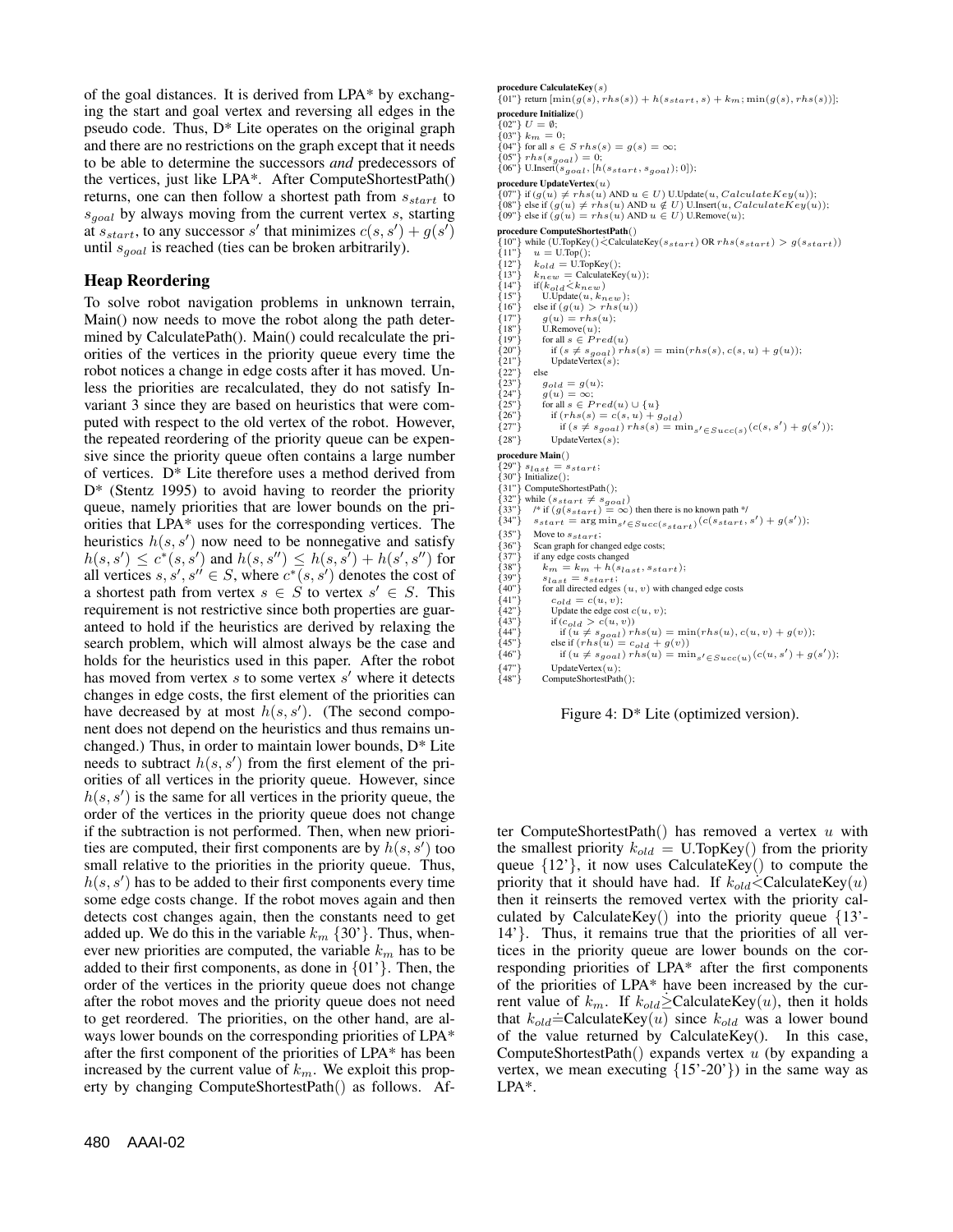of the goal distances. It is derived from LPA* by exchanging the start and goal vertex and reversing all edges in the pseudo code. Thus, D* Lite operates on the original graph and there are no restrictions on the graph except that it needs to be able to determine the successors *and* predecessors of the vertices, just like LPA*. After ComputeShortestPath() returns, one can then follow a shortest path from $s_{start}$ to $s_{goal}$ by always moving from the current vertex $s$, starting at $s_{start}$, to any successor $s'$ that minimizes $c(s, s') + g(s')$ until $s_{goal}$ is reached (ties can be broken arbitrarily).

## Heap Reordering

To solve robot navigation problems in unknown terrain, Main() now needs to move the robot along the path determined by CalculatePath(). Main() could recalculate the priorities of the vertices in the priority queue every time the robot notices a change in edge costs after it has moved. Unless the priorities are recalculated, they do not satisfy Invariant 3 since they are based on heuristics that were computed with respect to the old vertex of the robot. However, the repeated reordering of the priority queue can be expensive since the priority queue often contains a large number of vertices. D* Lite therefore uses a method derived from D* (Stentz 1995) to avoid having to reorder the priority queue, namely priorities that are lower bounds on the priorities that LPA* uses for the corresponding vertices. The heuristics $h(s, s')$ now need to be nonnegative and satisfy $h(s, s') \le c^*(s, s')$ and $h(s, s'') \le h(s, s') + h(s', s'')$ for all vertices $s, s', s'' \in S$, where $c^*(s, s')$ denotes the cost of a shortest path from vertex $s \in S$ to vertex $s' \in S$. This requirement is not restrictive since both properties are guaranteed to hold if the heuristics are derived by relaxing the search problem, which will almost always be the case and holds for the heuristics used in this paper. After the robot has moved from vertex $s$ to some vertex $s'$ where it detects changes in edge costs, the first element of the priorities can have decreased by at most $h(s, s')$. (The second component does not depend on the heuristics and thus remains unchanged.) Thus, in order to maintain lower bounds, D* Lite needs to subtract $h(s, s')$ from the first element of the priorities of all vertices in the priority queue. However, since $h(s, s')$ is the same for all vertices in the priority queue, the order of the vertices in the priority queue does not change if the subtraction is not performed. Then, when new priorities are computed, their first components are by $h(s, s')$ too small relative to the priorities in the priority queue. Thus, $h(s, s')$ has to be added to their first components every time some edge costs change. If the robot moves again and then detects cost changes again, then the constants need to get added up. We do this in the variable $k_m$ {30'}. Thus, whenever new priorities are computed, the variable $k_m$ has to be added to their first components, as done in {01'}. Then, the order of the vertices in the priority queue does not change after the robot moves and the priority queue does not need to get reordered. The priorities, on the other hand, are always lower bounds on the corresponding priorities of LPA* after the first component of the priorities of LPA* has been increased by the current value of $k_m$. We exploit this property by changing ComputeShortestPath() as follows. After ComputeShortestPath() has removed a vertex $u$ with the smallest priority $k_{old}$ = U.TopKey() from the priority queue {12'}, it now uses CalculateKey() to compute the priority that it should have had. If $k_{old} \dot{<}$ CalculateKey($u$) then it reinserts the removed vertex with the priority calculated by CalculateKey() into the priority queue {13'-14'}. Thus, it remains true that the priorities of all vertices in the priority queue are lower bounds on the corresponding priorities of LPA* after the first components of the priorities of LPA* have been increased by the current value of $k_m$. If $k_{old} \dot{\ge}$ CalculateKey($u$), then it holds that $k_{old} \dot{=}$ CalculateKey($u$) since $k_{old}$ was a lower bound of the value returned by CalculateKey(). In this case, ComputeShortestPath() expands vertex $u$ (by expanding a vertex, we mean executing {15'-20'}) in the same way as LPA*.

```
procedure CalculateKey(s)
{01'} return [min(g(s), rhs(s)) + h(s_start, s) + k_m; min(g(s), rhs(s))];

procedure Initialize()
{02'} U = ∅;
{03'} k_m = 0;
{04'} for all s ∈ S rhs(s) = g(s) = ∞;
{05'} rhs(s_goal) = 0;
{06'} U.Insert(s_goal, [h(s_start, s_goal); 0]);

procedure UpdateVertex(u)
{07'} if (g(u) ≠ rhs(u) AND u ∈ U) U.Update(u, CalculateKey(u));
{08'} else if (g(u) ≠ rhs(u) AND u ∉ U) U.Insert(u, CalculateKey(u));
{09'} else if (g(u) = rhs(u) AND u ∈ U) U.Remove(u);

procedure ComputeShortestPath()
{10'} while (U.TopKey() <· CalculateKey(s_start) OR rhs(s_start) > g(s_start))
{11'}   u = U.Top();
{12'}   k_old = U.TopKey();
{13'}   k_new = CalculateKey(u));
{14'}   if(k_old <· k_new)
{15'}     U.Update(u, k_new);
{16'}   else if (g(u) > rhs(u))
{17'}     g(u) = rhs(u);
{18'}     U.Remove(u);
{19'}     for all s ∈ Pred(u)
{20'}       if (s ≠ s_goal) rhs(s) = min(rhs(s), c(s, u) + g(u));
{21'}       UpdateVertex(s);
{22'}   else
{23'}     g_old = g(u);
{24'}     g(u) = ∞;
{25'}     for all s ∈ Pred(u) ∪ {u}
{26'}       if (rhs(s) = c(s, u) + g_old)
{27'}         if (s ≠ s_goal) rhs(s) = min_{s'∈Succ(s)}(c(s, s') + g(s'));
{28'}       UpdateVertex(s);

procedure Main()
{29'} s_last = s_start;
{30'} Initialize();
{31'} ComputeShortestPath();
{32'} while (s_start ≠ s_goal)
{33'}   /* if (g(s_start) = ∞) then there is no known path */
{34'}   s_start = arg min_{s'∈Succ(s_start)}(c(s_start, s') + g(s'));
{35'}   Move to s_start;
{36'}   Scan graph for changed edge costs;
{37'}   if any edge costs changed
{38'}     k_m = k_m + h(s_last, s_start);
{39'}     s_last = s_start;
{40'}     for all directed edges (u, v) with changed edge costs
{41'}       c_old = c(u, v);
{42'}       Update the edge cost c(u, v);
{43'}       if (c_old > c(u, v))
{44'}         if (u ≠ s_goal) rhs(u) = min(rhs(u), c(u, v) + g(v));
{45'}       else if (rhs(u) = c_old + g(v))
{46'}         if (u ≠ s_goal) rhs(u) = min_{s'∈Succ(u)}(c(u, s') + g(s'));
{47'}       UpdateVertex(u);
{48'}     ComputeShortestPath();
```

Figure 4: D* Lite (optimized version).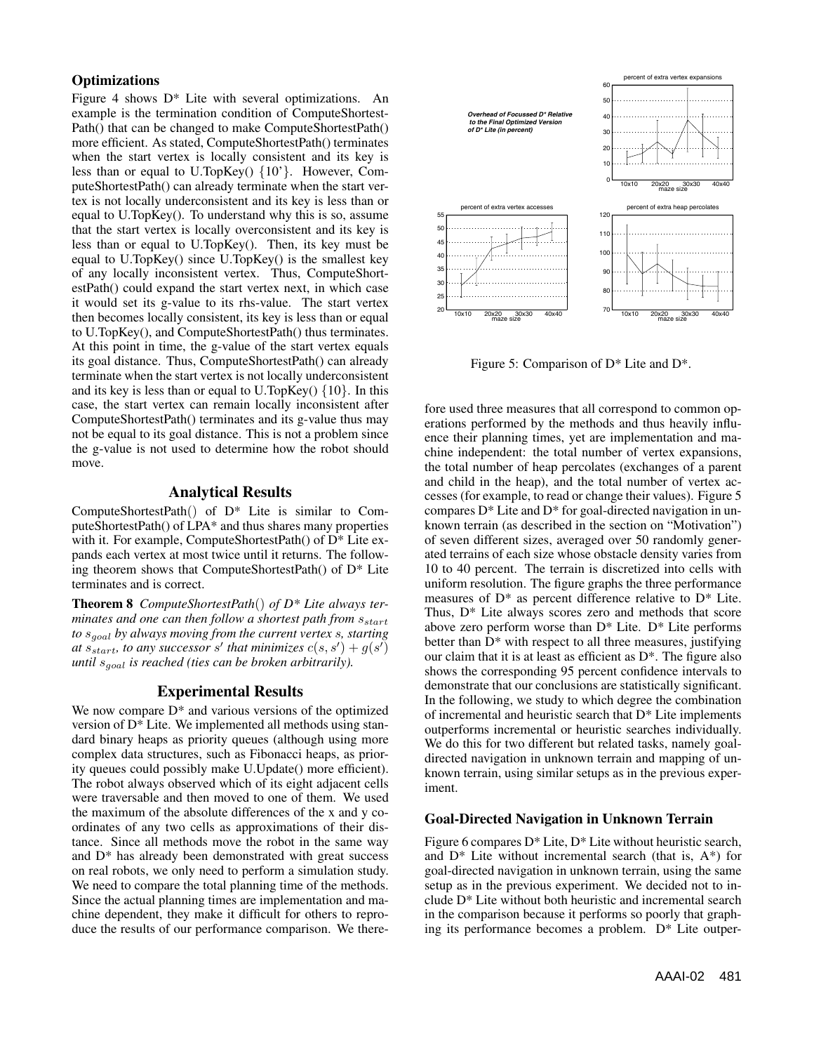### Optimizations

Figure 4 shows D* Lite with several optimizations. An example is the termination condition of ComputeShortestPath() that can be changed to make ComputeShortestPath() more efficient. As stated, ComputeShortestPath() terminates when the start vertex is locally consistent and its key is less than or equal to U.TopKey() {10'}. However, ComputeShortestPath() can already terminate when the start vertex is not locally underconsistent and its key is less than or equal to U.TopKey(). To understand why this is so, assume that the start vertex is locally overconsistent and its key is less than or equal to U.TopKey(). Then, its key must be equal to U.TopKey() since U.TopKey() is the smallest key of any locally inconsistent vertex. Thus, ComputeShortestPath() could expand the start vertex next, in which case it would set its g-value to its rhs-value. The start vertex then becomes locally consistent, its key is less than or equal to U.TopKey(), and ComputeShortestPath() thus terminates. At this point in time, the g-value of the start vertex equals its goal distance. Thus, ComputeShortestPath() can already terminate when the start vertex is not locally underconsistent and its key is less than or equal to U.TopKey() {10}. In this case, the start vertex can remain locally inconsistent after ComputeShortestPath() terminates and its g-value thus may not be equal to its goal distance. This is not a problem since the g-value is not used to determine how the robot should move.

## Analytical Results

ComputeShortestPath() of D* Lite is similar to ComputeShortestPath() of LPA* and thus shares many properties with it. For example, ComputeShortestPath() of D* Lite expands each vertex at most twice until it returns. The following theorem shows that ComputeShortestPath() of D* Lite terminates and is correct.

**Theorem 8** *ComputeShortestPath() of D* Lite always terminates and one can then follow a shortest path from $s_{start}$ to $s_{goal}$ by always moving from the current vertex s, starting at $s_{start}$, to any successor $s'$ that minimizes $c(s, s') + g(s')$ until $s_{goal}$ is reached (ties can be broken arbitrarily).*

## Experimental Results

We now compare D* and various versions of the optimized version of D* Lite. We implemented all methods using standard binary heaps as priority queues (although using more complex data structures, such as Fibonacci heaps, as priority queues could possibly make U.Update() more efficient). The robot always observed which of its eight adjacent cells were traversable and then moved to one of them. We used the maximum of the absolute differences of the x and y coordinates of any two cells as approximations of their distance. Since all methods move the robot in the same way and D* has already been demonstrated with great success on real robots, we only need to perform a simulation study. We need to compare the total planning time of the methods. Since the actual planning times are implementation and machine dependent, they make it difficult for others to reproduce the results of our performance comparison. We therefore used three measures that all correspond to common operations performed by the methods and thus heavily influence their planning times, yet are implementation and machine independent: the total number of vertex expansions, the total number of heap percolates (exchanges of a parent and child in the heap), and the total number of vertex accesses (for example, to read or change their values). Figure 5 compares D* Lite and D* for goal-directed navigation in unknown terrain (as described in the section on "Motivation") of seven different sizes, averaged over 50 randomly generated terrains of each size whose obstacle density varies from 10 to 40 percent. The terrain is discretized into cells with uniform resolution. The figure graphs the three performance measures of D* as percent difference relative to D* Lite. Thus, D* Lite always scores zero and methods that score above zero perform worse than D* Lite. D* Lite performs better than D* with respect to all three measures, justifying our claim that it is at least as efficient as D*. The figure also shows the corresponding 95 percent confidence intervals to demonstrate that our conclusions are statistically significant. In the following, we study to which degree the combination of incremental and heuristic search that D* Lite implements outperforms incremental or heuristic searches individually. We do this for two different but related tasks, namely goal-directed navigation in unknown terrain and mapping of unknown terrain, using similar setups as in the previous experiment.

*Overhead of Focussed D* Relative to the Final Optimized Version of D* Lite (in percent)*

Figure 5: Comparison of D* Lite and D*.

### Goal-Directed Navigation in Unknown Terrain

Figure 6 compares D* Lite, D* Lite without heuristic search, and D* Lite without incremental search (that is, A*) for goal-directed navigation in unknown terrain, using the same setup as in the previous experiment. We decided not to include D* Lite without both heuristic and incremental search in the comparison because it performs so poorly that graphing its performance becomes a problem. D* Lite outper-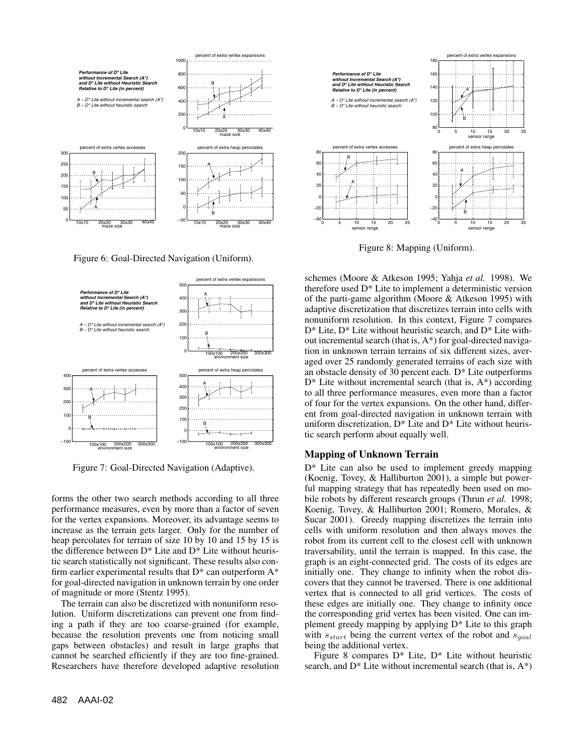Figure 6: Goal-Directed Navigation (Uniform).

Figure 7: Goal-Directed Navigation (Adaptive).

forms the other two search methods according to all three performance measures, even by more than a factor of seven for the vertex expansions. Moreover, its advantage seems to increase as the terrain gets larger. Only for the number of heap percolates for terrain of size 10 by 10 and 15 by 15 is the difference between D* Lite and D* Lite without heuristic search statistically not significant. These results also confirm earlier experimental results that D* can outperform A* for goal-directed navigation in unknown terrain by one order of magnitude or more (Stentz 1995).

The terrain can also be discretized with nonuniform resolution. Uniform discretizations can prevent one from finding a path if they are too coarse-grained (for example, because the resolution prevents one from noticing small gaps between obstacles) and result in large graphs that cannot be searched efficiently if they are too fine-grained. Researchers have therefore developed adaptive resolution schemes (Moore & Atkeson 1995; Yahja *et al.* 1998). We therefore used D* Lite to implement a deterministic version of the parti-game algorithm (Moore & Atkeson 1995) with adaptive discretization that discretizes terrain into cells with nonuniform resolution. In this context, Figure 7 compares D* Lite, D* Lite without heuristic search, and D* Lite without incremental search (that is, A*) for goal-directed navigation in unknown terrain terrains of six different sizes, averaged over 25 randomly generated terrains of each size with an obstacle density of 30 percent each. D* Lite outperforms D* Lite without incremental search (that is, A*) according to all three performance measures, even more than a factor of four for the vertex expansions. On the other hand, different from goal-directed navigation in unknown terrain with uniform discretization, D* Lite and D* Lite without heuristic search perform about equally well.

Figure 8: Mapping (Uniform).

### Mapping of Unknown Terrain

D* Lite can also be used to implement greedy mapping (Koenig, Tovey, & Halliburton 2001), a simple but powerful mapping strategy that has repeatedly been used on mobile robots by different research groups (Thrun *et al.* 1998; Koenig, Tovey, & Halliburton 2001; Romero, Morales, & Sucar 2001). Greedy mapping discretizes the terrain into cells with uniform resolution and then always moves the robot from its current cell to the closest cell with unknown traversability, until the terrain is mapped. In this case, the graph is an eight-connected grid. The costs of its edges are initially one. They change to infinity when the robot discovers that they cannot be traversed. There is one additional vertex that is connected to all grid vertices. The costs of these edges are initially one. They change to infinity once the corresponding grid vertex has been visited. One can implement greedy mapping by applying D* Lite to this graph with $s_{start}$ being the current vertex of the robot and $s_{goal}$ being the additional vertex.

Figure 8 compares D* Lite, D* Lite without heuristic search, and D* Lite without incremental search (that is, A*)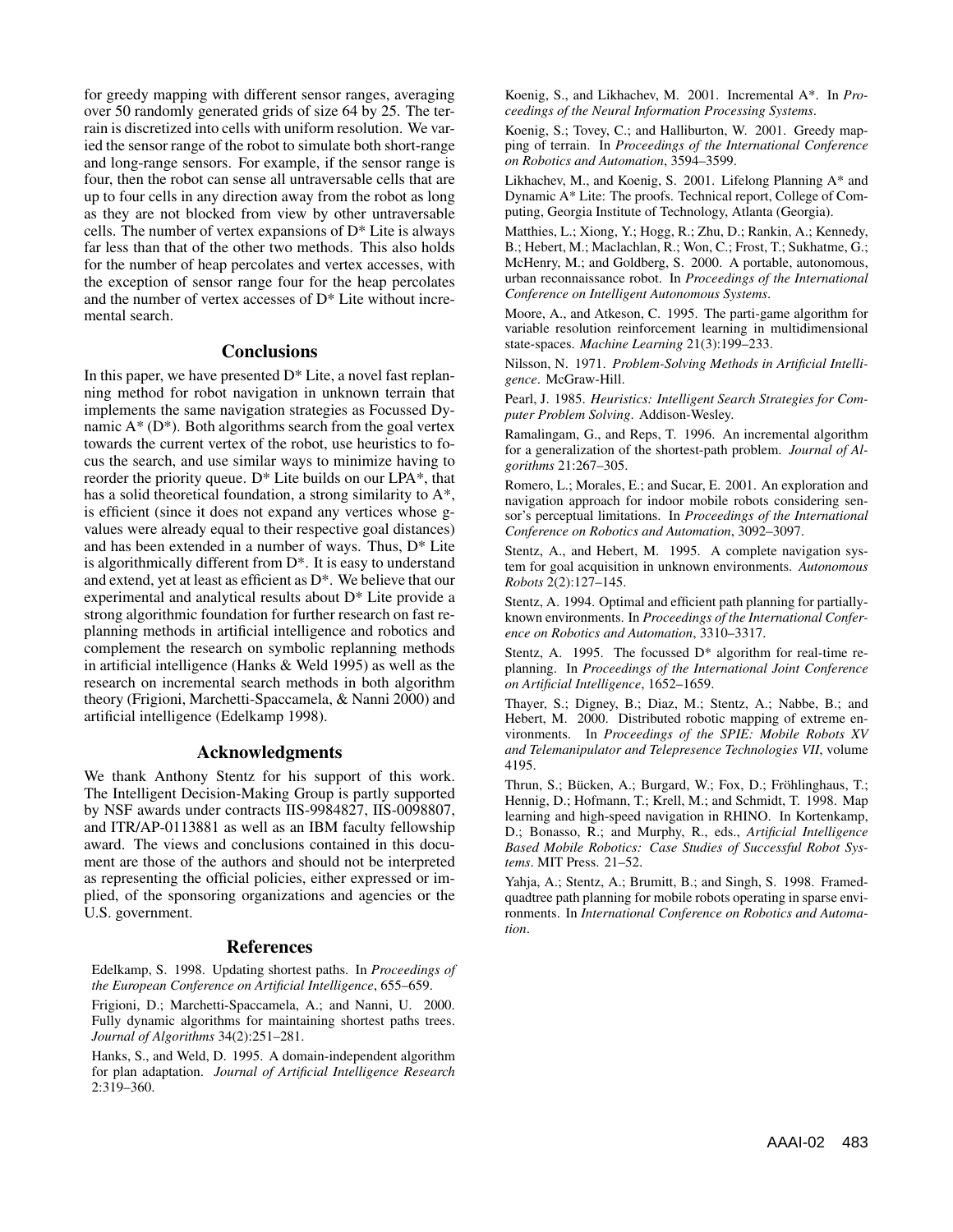for greedy mapping with different sensor ranges, averaging over 50 randomly generated grids of size 64 by 25. The terrain is discretized into cells with uniform resolution. We varied the sensor range of the robot to simulate both short-range and long-range sensors. For example, if the sensor range is four, then the robot can sense all untraversable cells that are up to four cells in any direction away from the robot as long as they are not blocked from view by other untraversable cells. The number of vertex expansions of D* Lite is always far less than that of the other two methods. This also holds for the number of heap percolates and vertex accesses, with the exception of sensor range four for the heap percolates and the number of vertex accesses of D* Lite without incremental search.

## Conclusions

In this paper, we have presented D* Lite, a novel fast replanning method for robot navigation in unknown terrain that implements the same navigation strategies as Focussed Dynamic A* (D*). Both algorithms search from the goal vertex towards the current vertex of the robot, use heuristics to focus the search, and use similar ways to minimize having to reorder the priority queue. D* Lite builds on our LPA*, that has a solid theoretical foundation, a strong similarity to A*, is efficient (since it does not expand any vertices whose g-values were already equal to their respective goal distances) and has been extended in a number of ways. Thus, D* Lite is algorithmically different from D*. It is easy to understand and extend, yet at least as efficient as D*. We believe that our experimental and analytical results about D* Lite provide a strong algorithmic foundation for further research on fast replanning methods in artificial intelligence and robotics and complement the research on symbolic replanning methods in artificial intelligence (Hanks & Weld 1995) as well as the research on incremental search methods in both algorithm theory (Frigioni, Marchetti-Spaccamela, & Nanni 2000) and artificial intelligence (Edelkamp 1998).

## Acknowledgments

We thank Anthony Stentz for his support of this work. The Intelligent Decision-Making Group is partly supported by NSF awards under contracts IIS-9984827, IIS-0098807, and ITR/AP-0113881 as well as an IBM faculty fellowship award. The views and conclusions contained in this document are those of the authors and should not be interpreted as representing the official policies, either expressed or implied, of the sponsoring organizations and agencies or the U.S. government.

## References

Edelkamp, S. 1998. Updating shortest paths. In *Proceedings of the European Conference on Artificial Intelligence*, 655–659.

Frigioni, D.; Marchetti-Spaccamela, A.; and Nanni, U. 2000. Fully dynamic algorithms for maintaining shortest paths trees. *Journal of Algorithms* 34(2):251–281.

Hanks, S., and Weld, D. 1995. A domain-independent algorithm for plan adaptation. *Journal of Artificial Intelligence Research* 2:319–360.

Koenig, S., and Likhachev, M. 2001. Incremental A*. In *Proceedings of the Neural Information Processing Systems*.

Koenig, S.; Tovey, C.; and Halliburton, W. 2001. Greedy mapping of terrain. In *Proceedings of the International Conference on Robotics and Automation*, 3594–3599.

Likhachev, M., and Koenig, S. 2001. Lifelong Planning A* and Dynamic A* Lite: The proofs. Technical report, College of Computing, Georgia Institute of Technology, Atlanta (Georgia).

Matthies, L.; Xiong, Y.; Hogg, R.; Zhu, D.; Rankin, A.; Kennedy, B.; Hebert, M.; Maclachlan, R.; Won, C.; Frost, T.; Sukhatme, G.; McHenry, M.; and Goldberg, S. 2000. A portable, autonomous, urban reconnaissance robot. In *Proceedings of the International Conference on Intelligent Autonomous Systems*.

Moore, A., and Atkeson, C. 1995. The parti-game algorithm for variable resolution reinforcement learning in multidimensional state-spaces. *Machine Learning* 21(3):199–233.

Nilsson, N. 1971. *Problem-Solving Methods in Artificial Intelligence*. McGraw-Hill.

Pearl, J. 1985. *Heuristics: Intelligent Search Strategies for Computer Problem Solving*. Addison-Wesley.

Ramalingam, G., and Reps, T. 1996. An incremental algorithm for a generalization of the shortest-path problem. *Journal of Algorithms* 21:267–305.

Romero, L.; Morales, E.; and Sucar, E. 2001. An exploration and navigation approach for indoor mobile robots considering sensor's perceptual limitations. In *Proceedings of the International Conference on Robotics and Automation*, 3092–3097.

Stentz, A., and Hebert, M. 1995. A complete navigation system for goal acquisition in unknown environments. *Autonomous Robots* 2(2):127–145.

Stentz, A. 1994. Optimal and efficient path planning for partially-known environments. In *Proceedings of the International Conference on Robotics and Automation*, 3310–3317.

Stentz, A. 1995. The focussed D* algorithm for real-time replanning. In *Proceedings of the International Joint Conference on Artificial Intelligence*, 1652–1659.

Thayer, S.; Digney, B.; Diaz, M.; Stentz, A.; Nabbe, B.; and Hebert, M. 2000. Distributed robotic mapping of extreme environments. In *Proceedings of the SPIE: Mobile Robots XV and Telemanipulator and Telepresence Technologies VII*, volume 4195.

Thrun, S.; Bücken, A.; Burgard, W.; Fox, D.; Fröhlinghaus, T.; Hennig, D.; Hofmann, T.; Krell, M.; and Schmidt, T. 1998. Map learning and high-speed navigation in RHINO. In Kortenkamp, D.; Bonasso, R.; and Murphy, R., eds., *Artificial Intelligence Based Mobile Robotics: Case Studies of Successful Robot Systems*. MIT Press. 21–52.

Yahja, A.; Stentz, A.; Brumitt, B.; and Singh, S. 1998. Framed-quadtree path planning for mobile robots operating in sparse environments. In *International Conference on Robotics and Automation*.